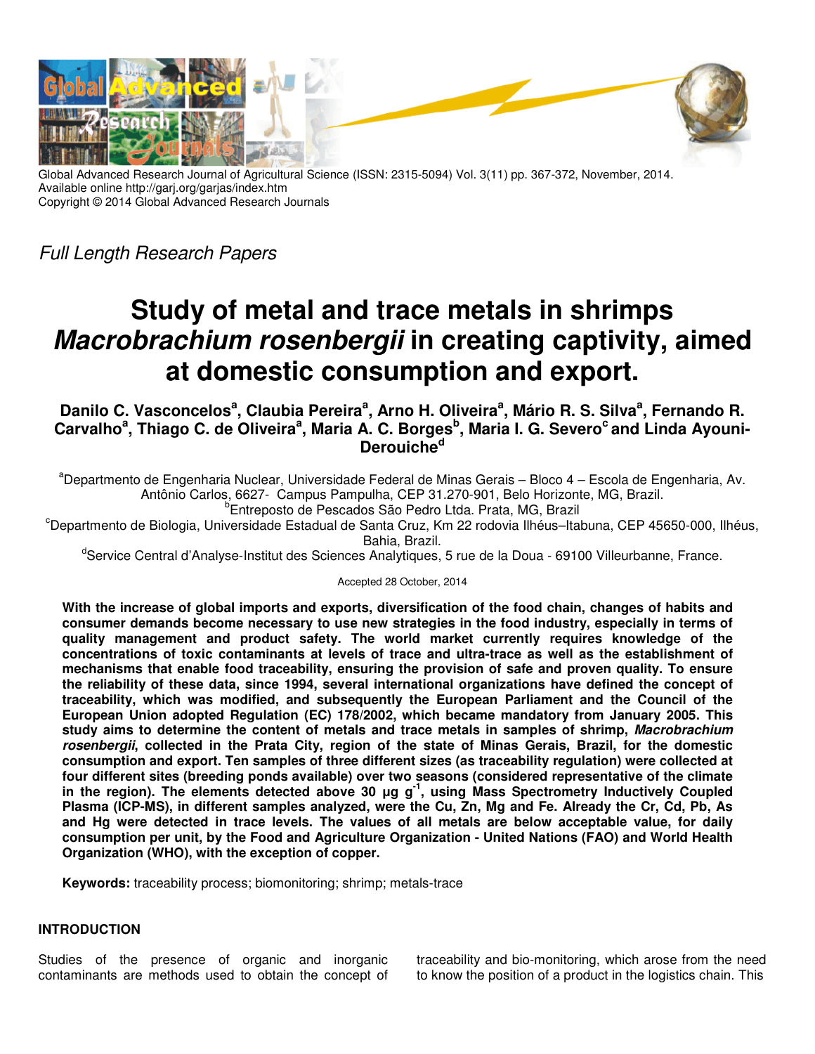Global Advanced Research Journal of Agricultural Science (ISSN: 2315-5094) Vol. 3(11) pp. 367-372, November, 2014.
Available online http://garj.org/garjas/index.htm
Copyright © 2014 Global Advanced Research Journals

*Full Length Research Papers*

# Study of metal and trace metals in shrimps *Macrobrachium rosenbergii* in creating captivity, aimed at domestic consumption and export.

**Danilo C. Vasconcelos[a], Claubia Pereira[a], Arno H. Oliveira[a], Mário R. S. Silva[a], Fernando R. Carvalho[a], Thiago C. de Oliveira[a], Maria A. C. Borges[b], Maria I. G. Severo[c] and Linda Ayouni-Derouiche[d]**

[a]Departmento de Engenharia Nuclear, Universidade Federal de Minas Gerais – Bloco 4 – Escola de Engenharia, Av. Antônio Carlos, 6627- Campus Pampulha, CEP 31.270-901, Belo Horizonte, MG, Brazil.
[b]Entreposto de Pescados São Pedro Ltda. Prata, MG, Brazil
[c]Departmento de Biologia, Universidade Estadual de Santa Cruz, Km 22 rodovia Ilhéus–Itabuna, CEP 45650-000, Ilhéus, Bahia, Brazil.
[d]Service Central d'Analyse-Institut des Sciences Analytiques, 5 rue de la Doua - 69100 Villeurbanne, France.

Accepted 28 October, 2014

**With the increase of global imports and exports, diversification of the food chain, changes of habits and consumer demands become necessary to use new strategies in the food industry, especially in terms of quality management and product safety. The world market currently requires knowledge of the concentrations of toxic contaminants at levels of trace and ultra-trace as well as the establishment of mechanisms that enable food traceability, ensuring the provision of safe and proven quality. To ensure the reliability of these data, since 1994, several international organizations have defined the concept of traceability, which was modified, and subsequently the European Parliament and the Council of the European Union adopted Regulation (EC) 178/2002, which became mandatory from January 2005. This study aims to determine the content of metals and trace metals in samples of shrimp, *Macrobrachium rosenbergii*, collected in the Prata City, region of the state of Minas Gerais, Brazil, for the domestic consumption and export. Ten samples of three different sizes (as traceability regulation) were collected at four different sites (breeding ponds available) over two seasons (considered representative of the climate in the region). The elements detected above 30 µg $g^{-1}$, using Mass Spectrometry Inductively Coupled Plasma (ICP-MS), in different samples analyzed, were the Cu, Zn, Mg and Fe. Already the Cr, Cd, Pb, As and Hg were detected in trace levels. The values of all metals are below acceptable value, for daily consumption per unit, by the Food and Agriculture Organization - United Nations (FAO) and World Health Organization (WHO), with the exception of copper.**

**Keywords:** traceability process; biomonitoring; shrimp; metals-trace

## INTRODUCTION

Studies of the presence of organic and inorganic contaminants are methods used to obtain the concept of traceability and bio-monitoring, which arose from the need to know the position of a product in the logistics chain. This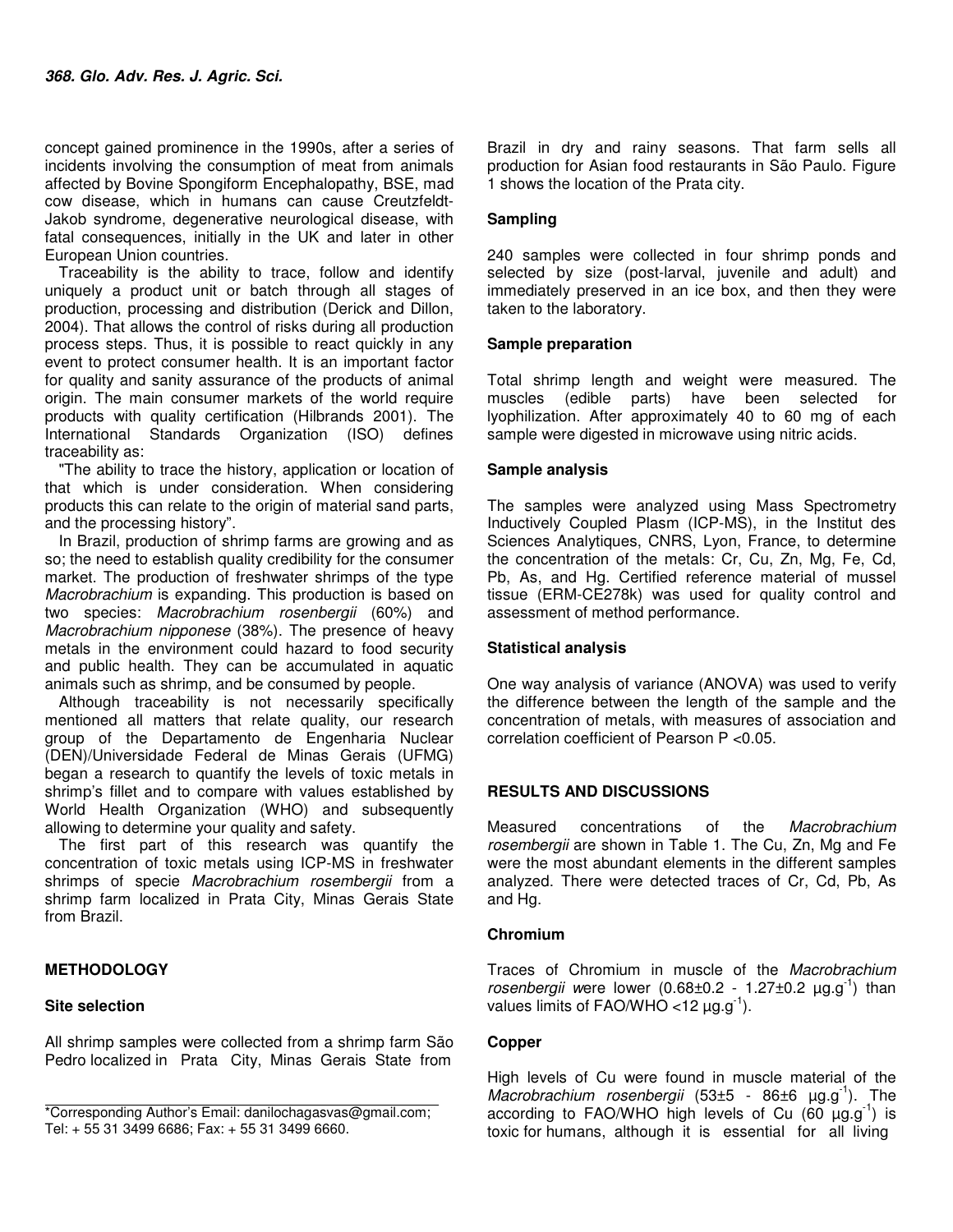concept gained prominence in the 1990s, after a series of incidents involving the consumption of meat from animals affected by Bovine Spongiform Encephalopathy, BSE, mad cow disease, which in humans can cause Creutzfeldt-Jakob syndrome, degenerative neurological disease, with fatal consequences, initially in the UK and later in other European Union countries.

Traceability is the ability to trace, follow and identify uniquely a product unit or batch through all stages of production, processing and distribution (Derick and Dillon, 2004). That allows the control of risks during all production process steps. Thus, it is possible to react quickly in any event to protect consumer health. It is an important factor for quality and sanity assurance of the products of animal origin. The main consumer markets of the world require products with quality certification (Hilbrands 2001). The International Standards Organization (ISO) defines traceability as:

"The ability to trace the history, application or location of that which is under consideration. When considering products this can relate to the origin of material sand parts, and the processing history".

In Brazil, production of shrimp farms are growing and as so; the need to establish quality credibility for the consumer market. The production of freshwater shrimps of the type *Macrobrachium* is expanding. This production is based on two species: *Macrobrachium rosenbergii* (60%) and *Macrobrachium nipponese* (38%). The presence of heavy metals in the environment could hazard to food security and public health. They can be accumulated in aquatic animals such as shrimp, and be consumed by people.

Although traceability is not necessarily specifically mentioned all matters that relate quality, our research group of the Departamento de Engenharia Nuclear (DEN)/Universidade Federal de Minas Gerais (UFMG) began a research to quantify the levels of toxic metals in shrimp's fillet and to compare with values established by World Health Organization (WHO) and subsequently allowing to determine your quality and safety.

The first part of this research was quantify the concentration of toxic metals using ICP-MS in freshwater shrimps of specie *Macrobrachium rosembergii* from a shrimp farm localized in Prata City, Minas Gerais State from Brazil.

## METHODOLOGY

### Site selection

All shrimp samples were collected from a shrimp farm São Pedro localized in Prata City, Minas Gerais State from Brazil in dry and rainy seasons. That farm sells all production for Asian food restaurants in São Paulo. Figure 1 shows the location of the Prata city.

### Sampling

240 samples were collected in four shrimp ponds and selected by size (post-larval, juvenile and adult) and immediately preserved in an ice box, and then they were taken to the laboratory.

### Sample preparation

Total shrimp length and weight were measured. The muscles (edible parts) have been selected for lyophilization. After approximately 40 to 60 mg of each sample were digested in microwave using nitric acids.

### Sample analysis

The samples were analyzed using Mass Spectrometry Inductively Coupled Plasm (ICP-MS), in the Institut des Sciences Analytiques, CNRS, Lyon, France, to determine the concentration of the metals: Cr, Cu, Zn, Mg, Fe, Cd, Pb, As, and Hg. Certified reference material of mussel tissue (ERM-CE278k) was used for quality control and assessment of method performance.

### Statistical analysis

One way analysis of variance (ANOVA) was used to verify the difference between the length of the sample and the concentration of metals, with measures of association and correlation coefficient of Pearson $P < 0.05$.

## RESULTS AND DISCUSSIONS

Measured concentrations of the *Macrobrachium rosembergii* are shown in Table 1. The Cu, Zn, Mg and Fe were the most abundant elements in the different samples analyzed. There were detected traces of Cr, Cd, Pb, As and Hg.

### Chromium

Traces of Chromium in muscle of the *Macrobrachium rosenbergii* were lower ($0.68\pm0.2$ - $1.27\pm0.2$ $\mu g.g^{-1}$) than values limits of FAO/WHO <12 $\mu g.g^{-1}$).

### Copper

High levels of Cu were found in muscle material of the *Macrobrachium rosenbergii* ($53\pm5$ - $86\pm6$ $\mu g.g^{-1}$). The according to FAO/WHO high levels of Cu (60 $\mu g.g^{-1}$) is toxic for humans, although it is essential for all living

*Corresponding Author's Email: danilochagasvas@gmail.com; Tel: + 55 31 3499 6686; Fax: + 55 31 3499 6660.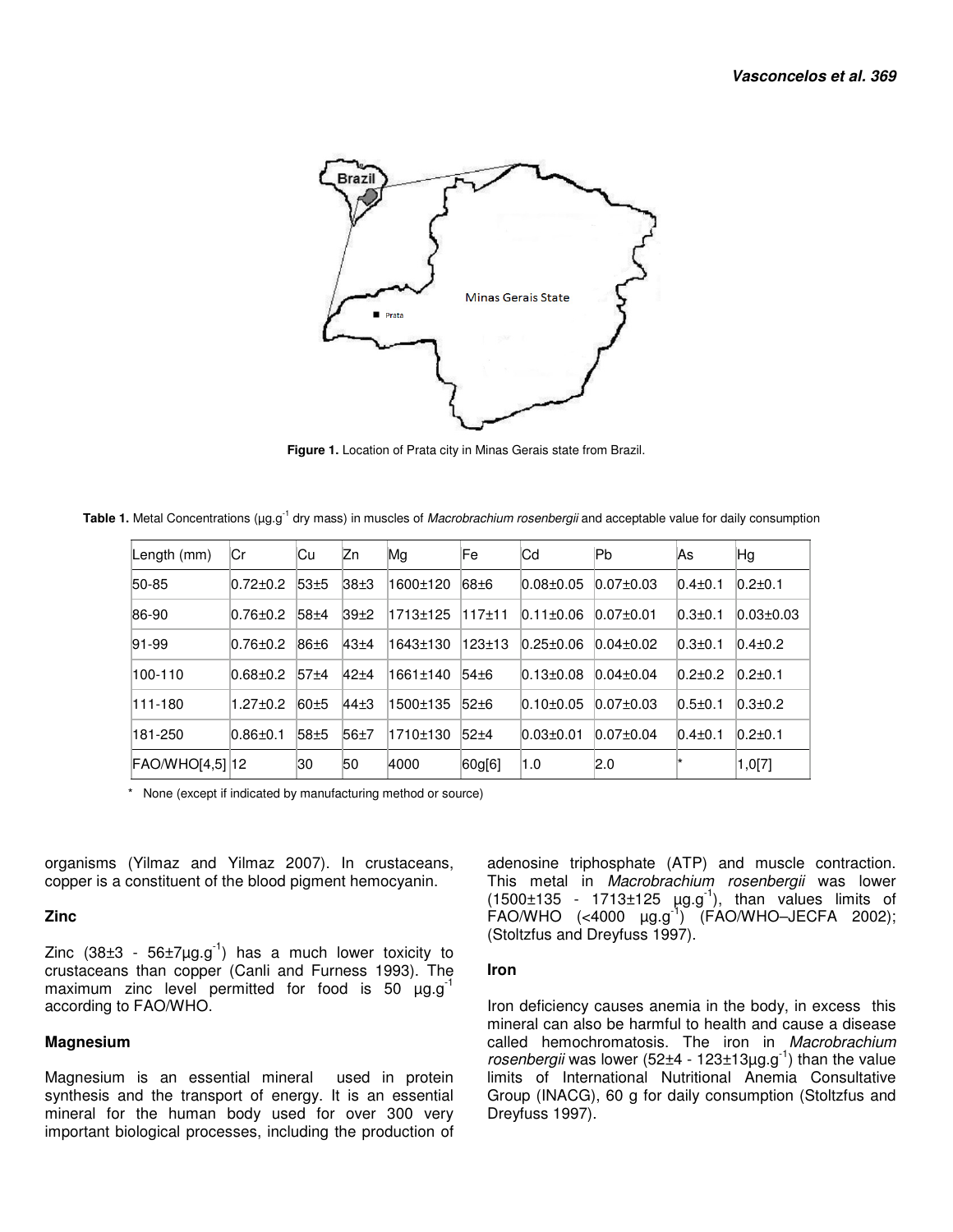**Figure 1.** Location of Prata city in Minas Gerais state from Brazil.

**Table 1.** Metal Concentrations ($\mu g.g^{-1}$ dry mass) in muscles of *Macrobrachium rosenbergii* and acceptable value for daily consumption

| Length (mm) | Cr | Cu | Zn | Mg | Fe | Cd | Pb | As | Hg |
|---|---|---|---|---|---|---|---|---|---|
| 50-85 | 0.72±0.2 | 53±5 | 38±3 | 1600±120 | 68±6 | 0.08±0.05 | 0.07±0.03 | 0.4±0.1 | 0.2±0.1 |
| 86-90 | 0.76±0.2 | 58±4 | 39±2 | 1713±125 | 117±11 | 0.11±0.06 | 0.07±0.01 | 0.3±0.1 | 0.03±0.03 |
| 91-99 | 0.76±0.2 | 86±6 | 43±4 | 1643±130 | 123±13 | 0.25±0.06 | 0.04±0.02 | 0.3±0.1 | 0.4±0.2 |
| 100-110 | 0.68±0.2 | 57±4 | 42±4 | 1661±140 | 54±6 | 0.13±0.08 | 0.04±0.04 | 0.2±0.2 | 0.2±0.1 |
| 111-180 | 1.27±0.2 | 60±5 | 44±3 | 1500±135 | 52±6 | 0.10±0.05 | 0.07±0.03 | 0.5±0.1 | 0.3±0.2 |
| 181-250 | 0.86±0.1 | 58±5 | 56±7 | 1710±130 | 52±4 | 0.03±0.01 | 0.07±0.04 | 0.4±0.1 | 0.2±0.1 |
| FAO/WHO[4,5] | 12 | 30 | 50 | 4000 | 60g[6] | 1.0 | 2.0 | * | 1,0[7] |

\* None (except if indicated by manufacturing method or source)

organisms (Yilmaz and Yilmaz 2007). In crustaceans, copper is a constituent of the blood pigment hemocyanin.

### Zinc

Zinc (38±3 - 56±7$\mu g.g^{-1}$) has a much lower toxicity to crustaceans than copper (Canli and Furness 1993). The maximum zinc level permitted for food is 50 $\mu g.g^{-1}$ according to FAO/WHO.

### Magnesium

Magnesium is an essential mineral used in protein synthesis and the transport of energy. It is an essential mineral for the human body used for over 300 very important biological processes, including the production of adenosine triphosphate (ATP) and muscle contraction. This metal in *Macrobrachium rosenbergii* was lower (1500±135 - 1713±125 $\mu g.g^{-1}$), than values limits of FAO/WHO (<4000 $\mu g.g^{-1}$) (FAO/WHO–JECFA 2002); (Stoltzfus and Dreyfuss 1997).

### Iron

Iron deficiency causes anemia in the body, in excess this mineral can also be harmful to health and cause a disease called hemochromatosis. The iron in *Macrobrachium rosenbergii* was lower (52±4 - 123±13$\mu g.g^{-1}$) than the value limits of International Nutritional Anemia Consultative Group (INACG), 60 g for daily consumption (Stoltzfus and Dreyfuss 1997).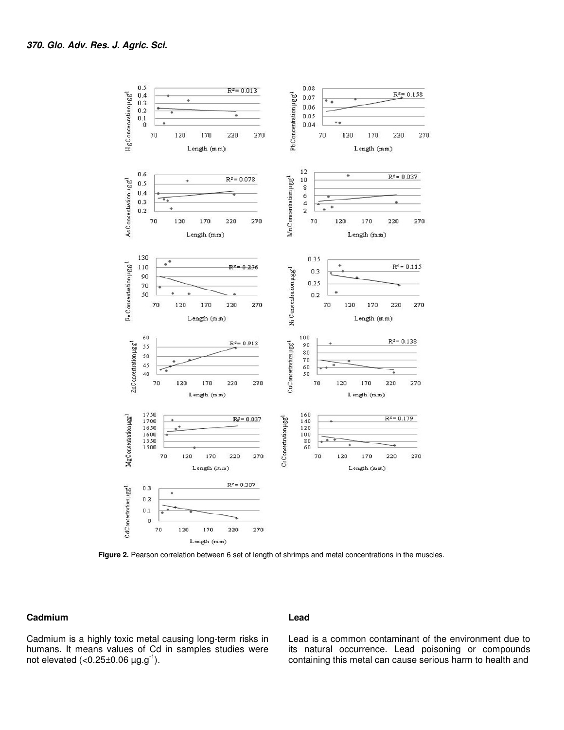**Figure 2.** Pearson correlation between 6 set of length of shrimps and metal concentrations in the muscles.

### Cadmium

Cadmium is a highly toxic metal causing long-term risks in humans. It means values of Cd in samples studies were not elevated (<0.25±0.06 µg.g$^{-1}$).

### Lead

Lead is a common contaminant of the environment due to its natural occurrence. Lead poisoning or compounds containing this metal can cause serious harm to health and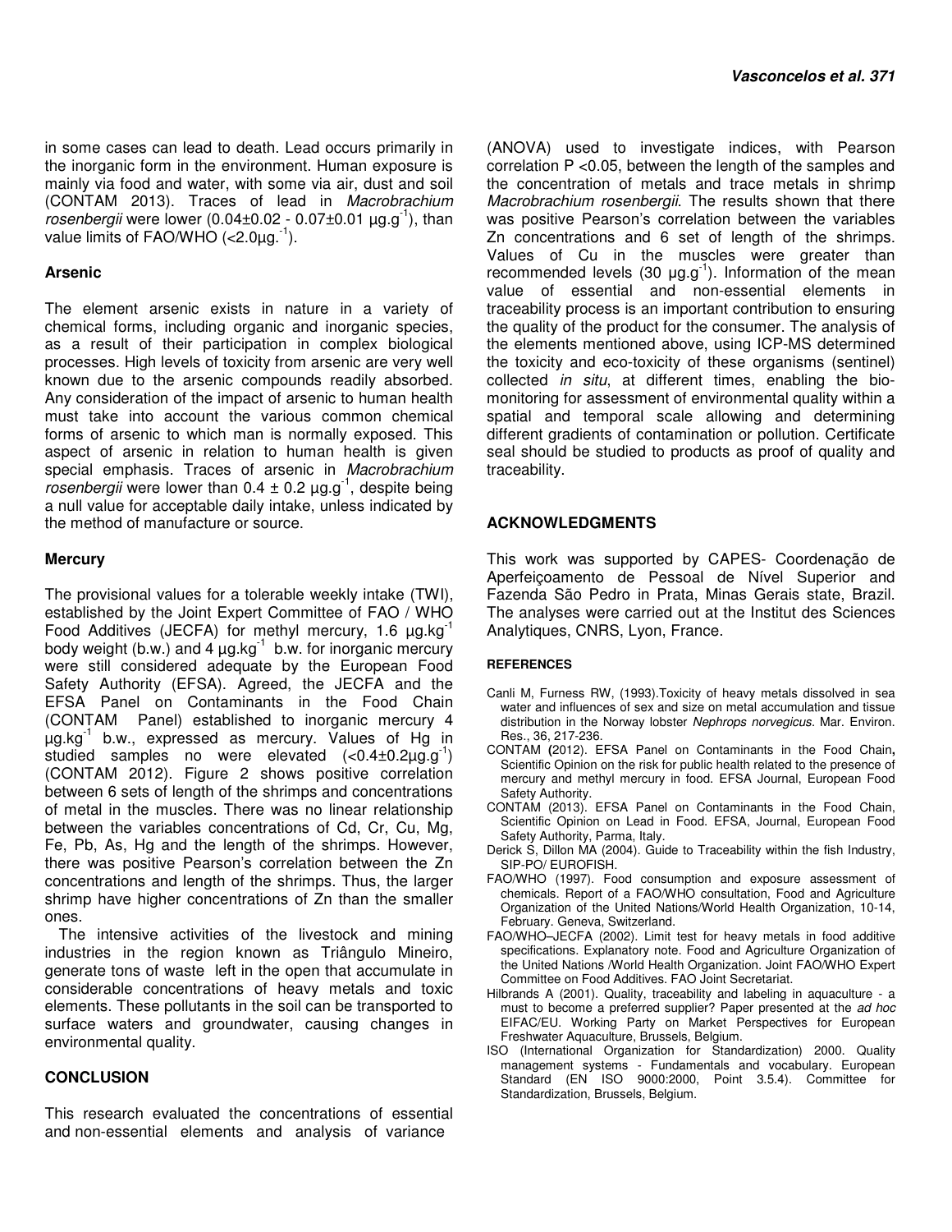in some cases can lead to death. Lead occurs primarily in the inorganic form in the environment. Human exposure is mainly via food and water, with some via air, dust and soil (CONTAM 2013). Traces of lead in *Macrobrachium rosenbergii* were lower (0.04±0.02 - 0.07±0.01 $\mu g.g^{-1}$), than value limits of FAO/WHO (<2.0$\mu g.^{-1}$).

**Arsenic**

The element arsenic exists in nature in a variety of chemical forms, including organic and inorganic species, as a result of their participation in complex biological processes. High levels of toxicity from arsenic are very well known due to the arsenic compounds readily absorbed. Any consideration of the impact of arsenic to human health must take into account the various common chemical forms of arsenic to which man is normally exposed. This aspect of arsenic in relation to human health is given special emphasis. Traces of arsenic in *Macrobrachium rosenbergii* were lower than 0.4 ± 0.2 $\mu g.g^{-1}$, despite being a null value for acceptable daily intake, unless indicated by the method of manufacture or source.

**Mercury**

The provisional values for a tolerable weekly intake (TWI), established by the Joint Expert Committee of FAO / WHO Food Additives (JECFA) for methyl mercury, 1.6 $\mu g.kg^{-1}$ body weight (b.w.) and 4 $\mu g.kg^{-1}$ b.w. for inorganic mercury were still considered adequate by the European Food Safety Authority (EFSA). Agreed, the JECFA and the EFSA Panel on Contaminants in the Food Chain (CONTAM Panel) established to inorganic mercury 4 $\mu g.kg^{-1}$ b.w., expressed as mercury. Values of Hg in studied samples no were elevated (<0.4±0.2$\mu g.g^{-1}$) (CONTAM 2012). Figure 2 shows positive correlation between 6 sets of length of the shrimps and concentrations of metal in the muscles. There was no linear relationship between the variables concentrations of Cd, Cr, Cu, Mg, Fe, Pb, As, Hg and the length of the shrimps. However, there was positive Pearson's correlation between the Zn concentrations and length of the shrimps. Thus, the larger shrimp have higher concentrations of Zn than the smaller ones.

The intensive activities of the livestock and mining industries in the region known as Triângulo Mineiro, generate tons of waste left in the open that accumulate in considerable concentrations of heavy metals and toxic elements. These pollutants in the soil can be transported to surface waters and groundwater, causing changes in environmental quality.

## CONCLUSION

This research evaluated the concentrations of essential and non-essential elements and analysis of variance (ANOVA) used to investigate indices, with Pearson correlation $P < 0.05$, between the length of the samples and the concentration of metals and trace metals in shrimp *Macrobrachium rosenbergii*. The results shown that there was positive Pearson's correlation between the variables Zn concentrations and 6 set of length of the shrimps. Values of Cu in the muscles were greater than recommended levels (30 $\mu g.g^{-1}$). Information of the mean value of essential and non-essential elements in traceability process is an important contribution to ensuring the quality of the product for the consumer. The analysis of the elements mentioned above, using ICP-MS determined the toxicity and eco-toxicity of these organisms (sentinel) collected *in situ*, at different times, enabling the bio-monitoring for assessment of environmental quality within a spatial and temporal scale allowing and determining different gradients of contamination or pollution. Certificate seal should be studied to products as proof of quality and traceability.

## ACKNOWLEDGMENTS

This work was supported by CAPES- Coordenação de Aperfeiçoamento de Pessoal de Nível Superior and Fazenda São Pedro in Prata, Minas Gerais state, Brazil. The analyses were carried out at the Institut des Sciences Analytiques, CNRS, Lyon, France.

## REFERENCES

Canli M, Furness RW, (1993).Toxicity of heavy metals dissolved in sea water and influences of sex and size on metal accumulation and tissue distribution in the Norway lobster *Nephrops norvegicus*. Mar. Environ. Res., 36, 217-236.

CONTAM (2012). EFSA Panel on Contaminants in the Food Chain, Scientific Opinion on the risk for public health related to the presence of mercury and methyl mercury in food. EFSA Journal, European Food Safety Authority.

CONTAM (2013). EFSA Panel on Contaminants in the Food Chain, Scientific Opinion on Lead in Food. EFSA, Journal, European Food Safety Authority, Parma, Italy.

Derick S, Dillon MA (2004). Guide to Traceability within the fish Industry, SIP-PO/ EUROFISH.

FAO/WHO (1997). Food consumption and exposure assessment of chemicals. Report of a FAO/WHO consultation, Food and Agriculture Organization of the United Nations/World Health Organization, 10-14, February. Geneva, Switzerland.

FAO/WHO–JECFA (2002). Limit test for heavy metals in food additive specifications. Explanatory note. Food and Agriculture Organization of the United Nations /World Health Organization. Joint FAO/WHO Expert Committee on Food Additives. FAO Joint Secretariat.

Hilbrands A (2001). Quality, traceability and labeling in aquaculture - a must to become a preferred supplier? Paper presented at the *ad hoc* EIFAC/EU. Working Party on Market Perspectives for European Freshwater Aquaculture, Brussels, Belgium.

ISO (International Organization for Standardization) 2000. Quality management systems - Fundamentals and vocabulary. European Standard (EN ISO 9000:2000, Point 3.5.4). Committee for Standardization, Brussels, Belgium.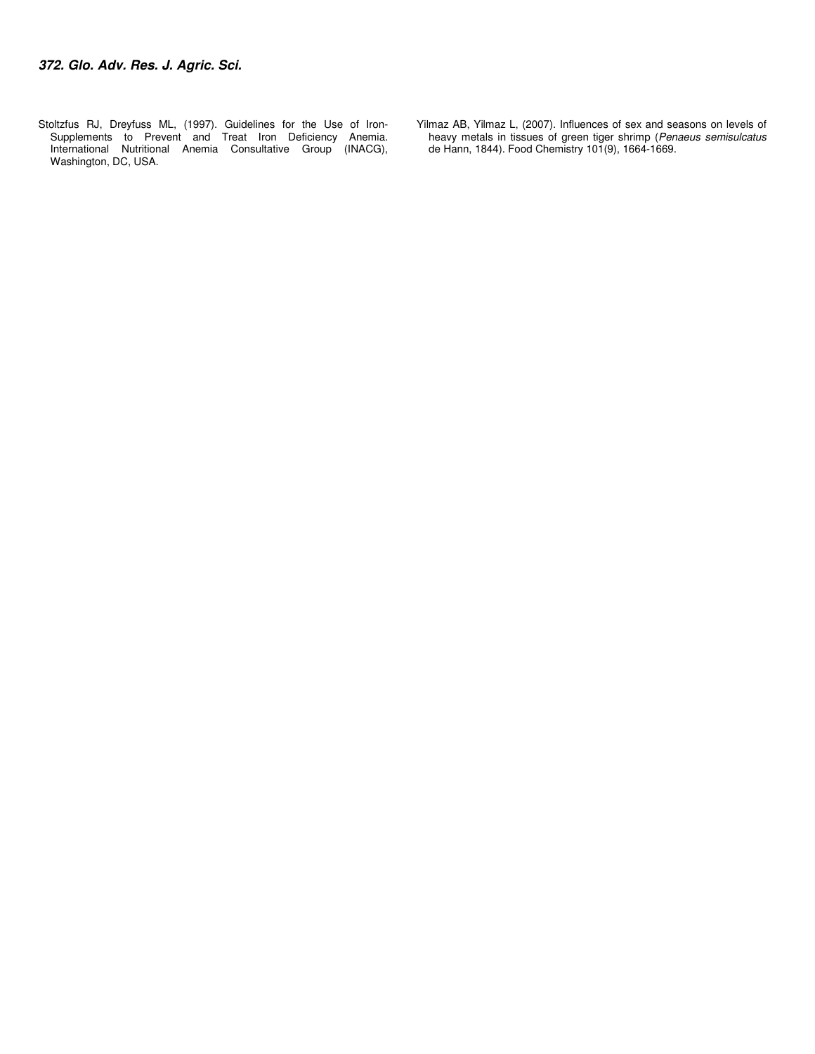Stoltzfus RJ, Dreyfuss ML, (1997). Guidelines for the Use of Iron-Supplements to Prevent and Treat Iron Deficiency Anemia. International Nutritional Anemia Consultative Group (INACG), Washington, DC, USA.

Yilmaz AB, Yilmaz L, (2007). Influences of sex and seasons on levels of heavy metals in tissues of green tiger shrimp (*Penaeus semisulcatus* de Hann, 1844). Food Chemistry 101(9), 1664-1669.